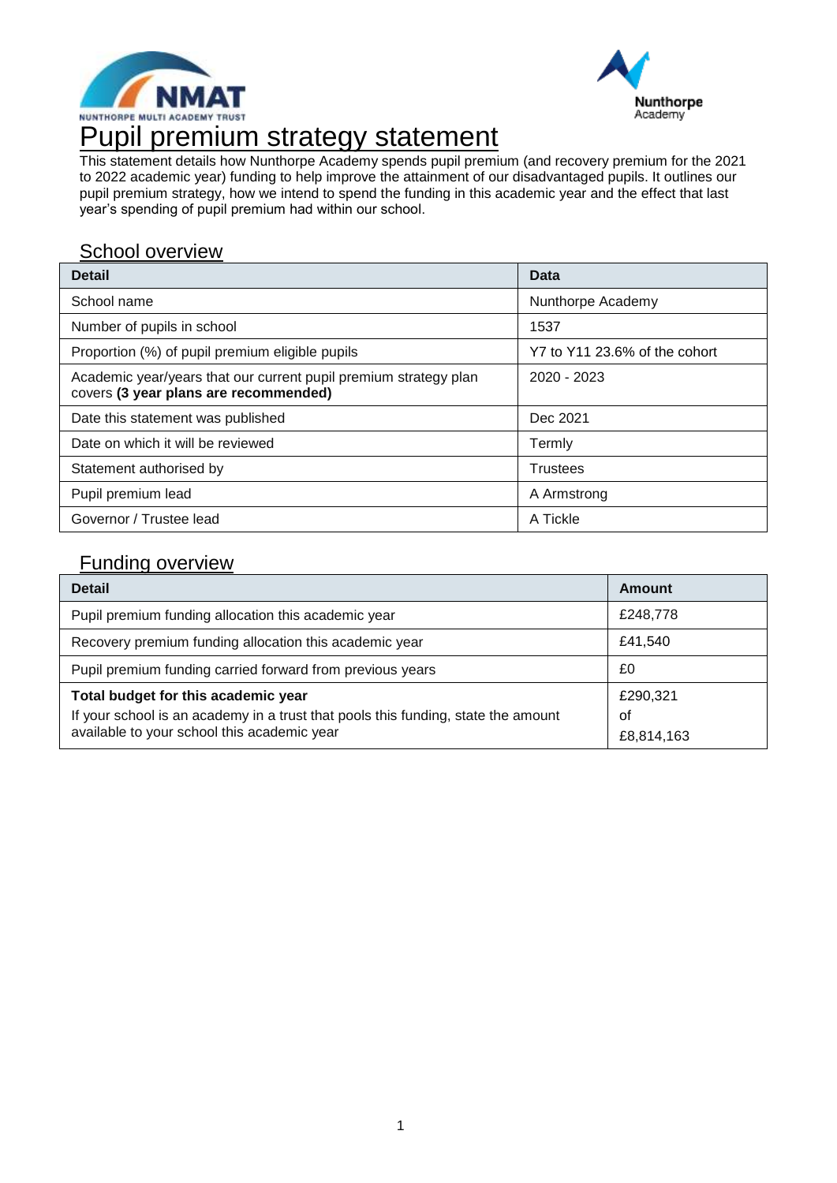# Pupil premium strategy statement

This statement details how Nunthorpe Academy spends pupil premium (and recovery premium for the 2021 to 2022 academic year) funding to help improve the attainment of our disadvantaged pupils. It outlines our pupil premium strategy, how we intend to spend the funding in this academic year and the effect that last year's spending of pupil premium had within our school.

## School overview

| Detail | Data |
|---|---|
| School name | Nunthorpe Academy |
| Number of pupils in school | 1537 |
| Proportion (%) of pupil premium eligible pupils | Y7 to Y11 23.6% of the cohort |
| Academic year/years that our current pupil premium strategy plan covers **(3 year plans are recommended)** | 2020 - 2023 |
| Date this statement was published | Dec 2021 |
| Date on which it will be reviewed | Termly |
| Statement authorised by | Trustees |
| Pupil premium lead | A Armstrong |
| Governor / Trustee lead | A Tickle |

## Funding overview

| Detail | Amount |
|---|---|
| Pupil premium funding allocation this academic year | £248,778 |
| Recovery premium funding allocation this academic year | £41,540 |
| Pupil premium funding carried forward from previous years | £0 |
| **Total budget for this academic year**<br>If your school is an academy in a trust that pools this funding, state the amount available to your school this academic year | £290,321<br>of<br>£8,814,163 |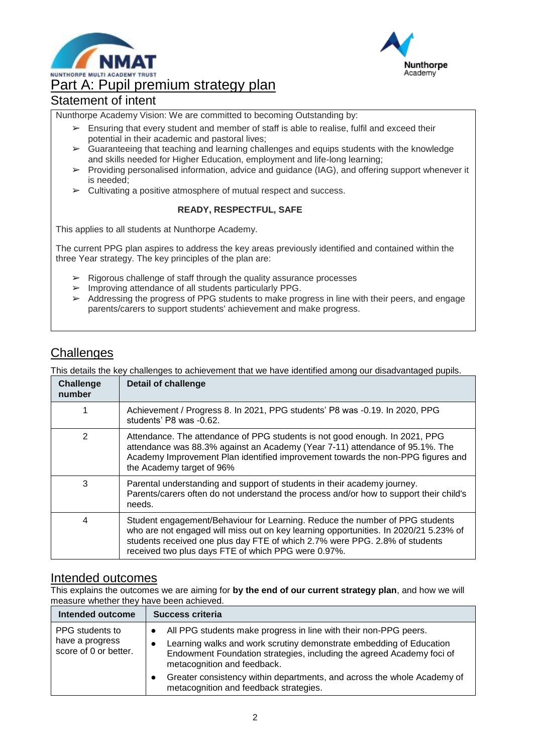# Part A: Pupil premium strategy plan

## Statement of intent

Nunthorpe Academy Vision: We are committed to becoming Outstanding by:

- ➢ Ensuring that every student and member of staff is able to realise, fulfil and exceed their potential in their academic and pastoral lives;
- ➢ Guaranteeing that teaching and learning challenges and equips students with the knowledge and skills needed for Higher Education, employment and life-long learning;
- ➢ Providing personalised information, advice and guidance (IAG), and offering support whenever it is needed;
- ➢ Cultivating a positive atmosphere of mutual respect and success.

**READY, RESPECTFUL, SAFE**

This applies to all students at Nunthorpe Academy.

The current PPG plan aspires to address the key areas previously identified and contained within the three Year strategy. The key principles of the plan are:

- ➢ Rigorous challenge of staff through the quality assurance processes
- ➢ Improving attendance of all students particularly PPG.
- ➢ Addressing the progress of PPG students to make progress in line with their peers, and engage parents/carers to support students' achievement and make progress.

## Challenges

This details the key challenges to achievement that we have identified among our disadvantaged pupils.

| Challenge number | Detail of challenge |
|---|---|
| 1 | Achievement / Progress 8. In 2021, PPG students' P8 was -0.19. In 2020, PPG students' P8 was -0.62. |
| 2 | Attendance. The attendance of PPG students is not good enough. In 2021, PPG attendance was 88.3% against an Academy (Year 7-11) attendance of 95.1%. The Academy Improvement Plan identified improvement towards the non-PPG figures and the Academy target of 96% |
| 3 | Parental understanding and support of students in their academy journey. Parents/carers often do not understand the process and/or how to support their child's needs. |
| 4 | Student engagement/Behaviour for Learning. Reduce the number of PPG students who are not engaged will miss out on key learning opportunities. In 2020/21 5.23% of students received one plus day FTE of which 2.7% were PPG. 2.8% of students received two plus days FTE of which PPG were 0.97%. |

## Intended outcomes

This explains the outcomes we are aiming for **by the end of our current strategy plan**, and how we will measure whether they have been achieved.

| Intended outcome | Success criteria |
|---|---|
| PPG students to have a progress score of 0 or better. | • All PPG students make progress in line with their non-PPG peers.<br>• Learning walks and work scrutiny demonstrate embedding of Education Endowment Foundation strategies, including the agreed Academy foci of metacognition and feedback.<br>• Greater consistency within departments, and across the whole Academy of metacognition and feedback strategies. |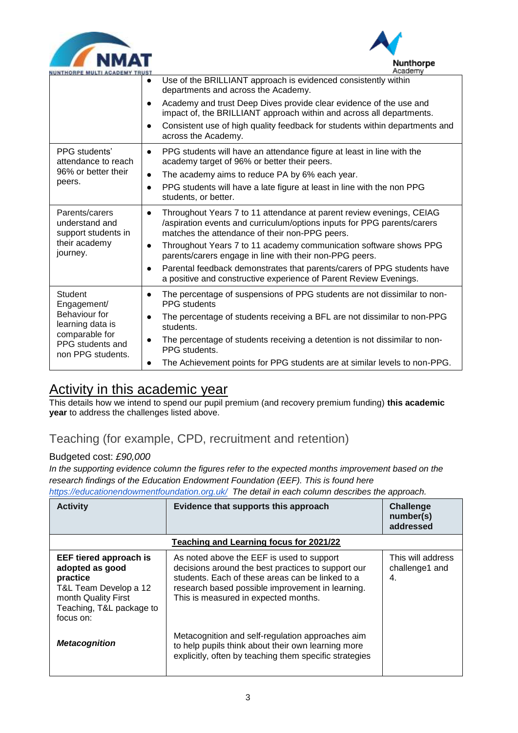| | |
|---|---|
| | • Use of the BRILLIANT approach is evidenced consistently within departments and across the Academy.<br>• Academy and trust Deep Dives provide clear evidence of the use and impact of, the BRILLIANT approach within and across all departments.<br>• Consistent use of high quality feedback for students within departments and across the Academy. |
| PPG students' attendance to reach 96% or better their peers. | • PPG students will have an attendance figure at least in line with the academy target of 96% or better their peers.<br>• The academy aims to reduce PA by 6% each year.<br>• PPG students will have a late figure at least in line with the non PPG students, or better. |
| Parents/carers understand and support students in their academy journey. | • Throughout Years 7 to 11 attendance at parent review evenings, CEIAG /aspiration events and curriculum/options inputs for PPG parents/carers matches the attendance of their non-PPG peers.<br>• Throughout Years 7 to 11 academy communication software shows PPG parents/carers engage in line with their non-PPG peers.<br>• Parental feedback demonstrates that parents/carers of PPG students have a positive and constructive experience of Parent Review Evenings. |
| Student Engagement/ Behaviour for learning data is comparable for PPG students and non PPG students. | • The percentage of suspensions of PPG students are not dissimilar to non-PPG students<br>• The percentage of students receiving a BFL are not dissimilar to non-PPG students.<br>• The percentage of students receiving a detention is not dissimilar to non-PPG students.<br>• The Achievement points for PPG students are at similar levels to non-PPG. |

## Activity in this academic year

This details how we intend to spend our pupil premium (and recovery premium funding) **this academic year** to address the challenges listed above.

### Teaching (for example, CPD, recruitment and retention)

Budgeted cost: *£90,000*

*In the supporting evidence column the figures refer to the expected months improvement based on the research findings of the Education Endowment Foundation (EEF). This is found here https://educationendowmentfoundation.org.uk/ The detail in each column describes the approach.*

| Activity | Evidence that supports this approach | Challenge number(s) addressed |
|---|---|---|
| | **Teaching and Learning focus for 2021/22** | |
| **EEF tiered approach is adopted as good practice**<br>T&L Team Develop a 12 month Quality First Teaching, T&L package to focus on:<br><br>***Metacognition*** | As noted above the EEF is used to support decisions around the best practices to support our students. Each of these areas can be linked to a research based possible improvement in learning. This is measured in expected months.<br><br>Metacognition and self-regulation approaches aim to help pupils think about their own learning more explicitly, often by teaching them specific strategies | This will address challenge1 and 4. |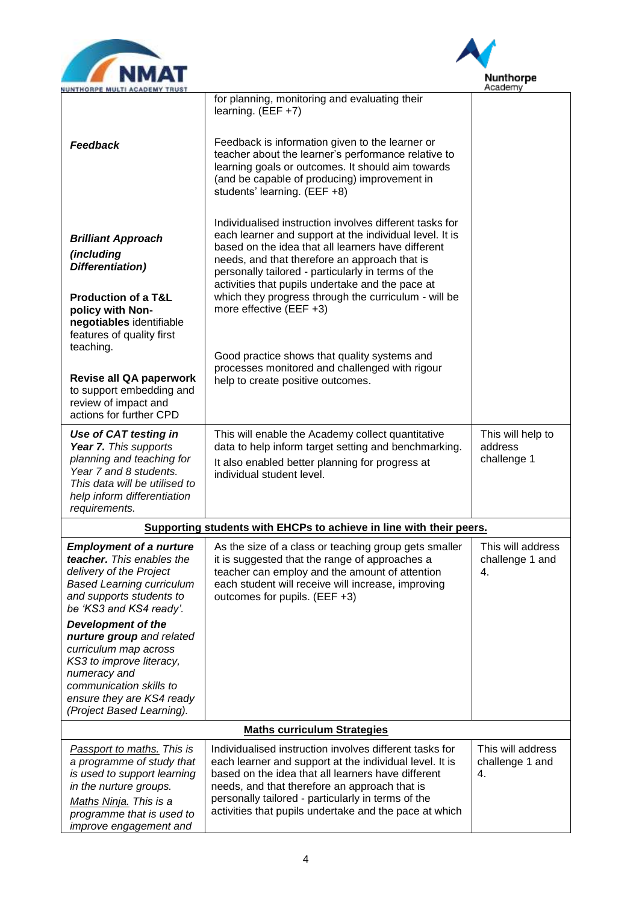| | | |
|---|---|---|
| | for planning, monitoring and evaluating their learning. (EEF +7) | |
| ***Feedback*** | Feedback is information given to the learner or teacher about the learner's performance relative to learning goals or outcomes. It should aim towards (and be capable of producing) improvement in students' learning. (EEF +8) | |
| ***Brilliant Approach (including Differentiation)*** | Individualised instruction involves different tasks for each learner and support at the individual level. It is based on the idea that all learners have different needs, and that therefore an approach that is personally tailored - particularly in terms of the activities that pupils undertake and the pace at which they progress through the curriculum - will be more effective (EEF +3) | |
| **Production of a T&L policy with Non-negotiables** identifiable features of quality first teaching. | | |
| **Revise all QA paperwork** to support embedding and review of impact and actions for further CPD | Good practice shows that quality systems and processes monitored and challenged with rigour help to create positive outcomes. | |
| ***Use of CAT testing in Year 7.*** *This supports planning and teaching for Year 7 and 8 students. This data will be utilised to help inform differentiation requirements.* | This will enable the Academy collect quantitative data to help inform target setting and benchmarking. It also enabled better planning for progress at individual student level. | This will help to address challenge 1 |
| **Supporting students with EHCPs to achieve in line with their peers.** | | |
| ***Employment of a nurture teacher.*** *This enables the delivery of the Project Based Learning curriculum and supports students to be 'KS3 and KS4 ready'.* ***Development of the nurture group*** *and related curriculum map across KS3 to improve literacy, numeracy and communication skills to ensure they are KS4 ready (Project Based Learning).* | As the size of a class or teaching group gets smaller it is suggested that the range of approaches a teacher can employ and the amount of attention each student will receive will increase, improving outcomes for pupils. (EEF +3) | This will address challenge 1 and 4. |
| **Maths curriculum Strategies** | | |
| *Passport to maths. This is a programme of study that is used to support learning in the nurture groups.* *Maths Ninja. This is a programme that is used to improve engagement and* | Individualised instruction involves different tasks for each learner and support at the individual level. It is based on the idea that all learners have different needs, and that therefore an approach that is personally tailored - particularly in terms of the activities that pupils undertake and the pace at which | This will address challenge 1 and 4. |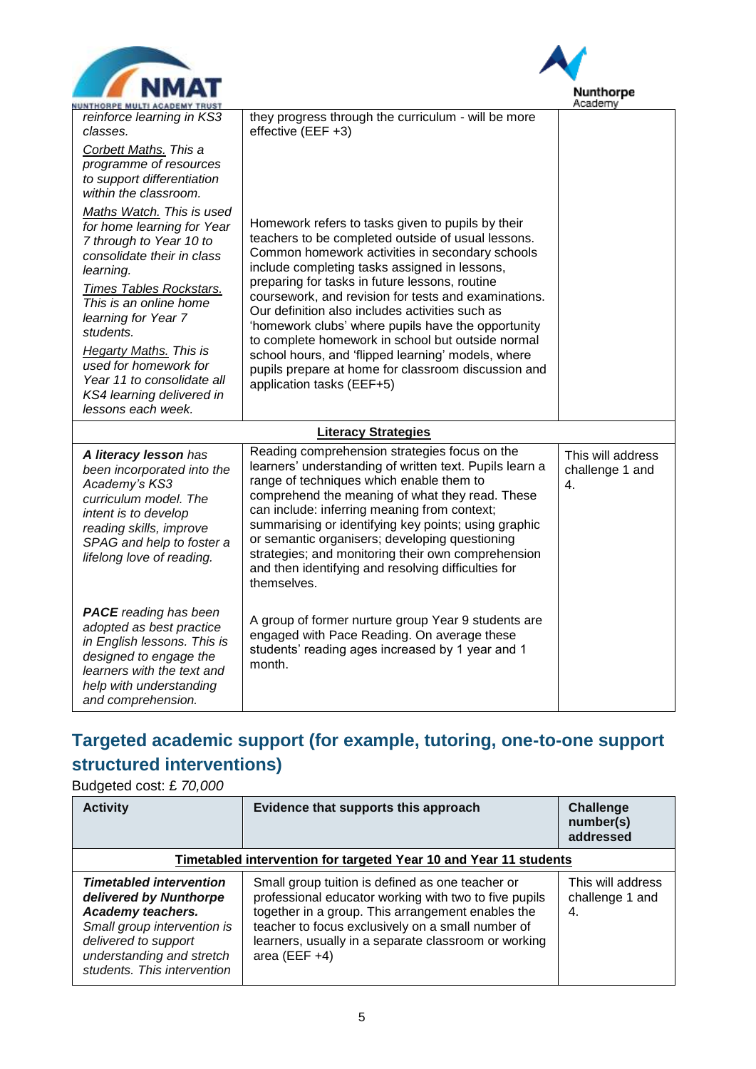| | | |
|---|---|---|
| *reinforce learning in KS3 classes.*<br><br>*Corbett Maths. This a programme of resources to support differentiation within the classroom.*<br><br>*Maths Watch. This is used for home learning for Year 7 through to Year 10 to consolidate their in class learning.*<br><br>*Times Tables Rockstars. This is an online home learning for Year 7 students.*<br><br>*Hegarty Maths. This is used for homework for Year 11 to consolidate all KS4 learning delivered in lessons each week.* | they progress through the curriculum - will be more effective (EEF +3)<br><br>Homework refers to tasks given to pupils by their teachers to be completed outside of usual lessons. Common homework activities in secondary schools include completing tasks assigned in lessons, preparing for tasks in future lessons, routine coursework, and revision for tests and examinations. Our definition also includes activities such as 'homework clubs' where pupils have the opportunity to complete homework in school but outside normal school hours, and 'flipped learning' models, where pupils prepare at home for classroom discussion and application tasks (EEF+5) | |
| **Literacy Strategies** | | |
| ***A literacy lesson*** *has been incorporated into the Academy's KS3 curriculum model. The intent is to develop reading skills, improve SPAG and help to foster a lifelong love of reading.*<br><br>***PACE*** *reading has been adopted as best practice in English lessons. This is designed to engage the learners with the text and help with understanding and comprehension.* | Reading comprehension strategies focus on the learners' understanding of written text. Pupils learn a range of techniques which enable them to comprehend the meaning of what they read. These can include: inferring meaning from context; summarising or identifying key points; using graphic or semantic organisers; developing questioning strategies; and monitoring their own comprehension and then identifying and resolving difficulties for themselves.<br><br>A group of former nurture group Year 9 students are engaged with Pace Reading. On average these students' reading ages increased by 1 year and 1 month. | This will address challenge 1 and 4. |

## Targeted academic support (for example, tutoring, one-to-one support structured interventions)

Budgeted cost: £ *70,000*

| Activity | Evidence that supports this approach | Challenge number(s) addressed |
|---|---|---|
| **Timetabled intervention for targeted Year 10 and Year 11 students** | | |
| ***Timetabled intervention delivered by Nunthorpe Academy teachers.*** *Small group intervention is delivered to support understanding and stretch students. This intervention* | Small group tuition is defined as one teacher or professional educator working with two to five pupils together in a group. This arrangement enables the teacher to focus exclusively on a small number of learners, usually in a separate classroom or working area (EEF +4) | This will address challenge 1 and 4. |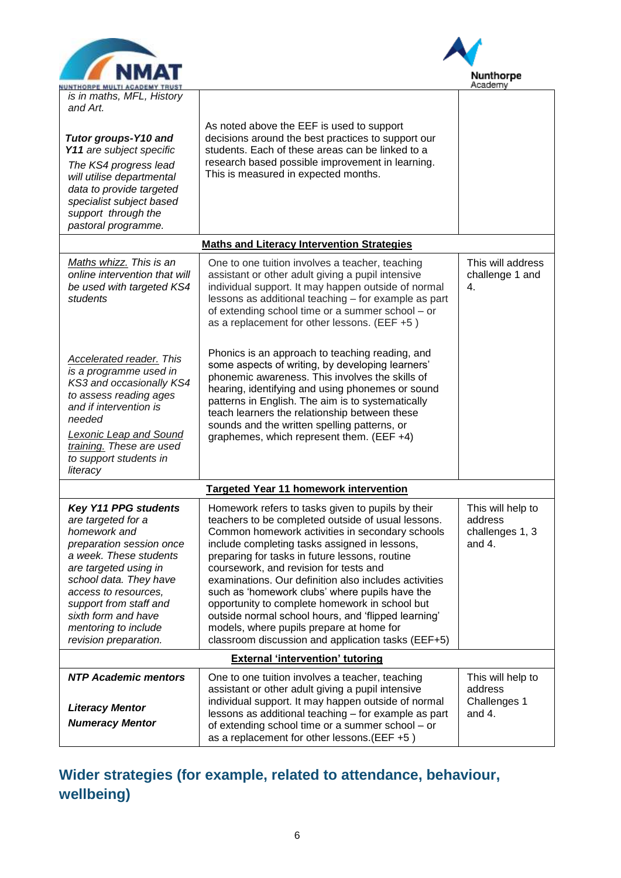| | | |
|---|---|---|
| *is in maths, MFL, History and Art.*<br><br>***Tutor groups-Y10 and Y11*** *are subject specific*<br>*The KS4 progress lead will utilise departmental data to provide targeted specialist subject based support through the pastoral programme.* | As noted above the EEF is used to support decisions around the best practices to support our students. Each of these areas can be linked to a research based possible improvement in learning. This is measured in expected months. | |
| **Maths and Literacy Intervention Strategies** | | |
| *Maths whizz. This is an online intervention that will be used with targeted KS4 students* | One to one tuition involves a teacher, teaching assistant or other adult giving a pupil intensive individual support. It may happen outside of normal lessons as additional teaching – for example as part of extending school time or a summer school – or as a replacement for other lessons. (EEF +5 ) | This will address challenge 1 and 4. |
| *Accelerated reader. This is a programme used in KS3 and occasionally KS4 to assess reading ages and if intervention is needed*<br>*Lexonic Leap and Sound training. These are used to support students in literacy* | Phonics is an approach to teaching reading, and some aspects of writing, by developing learners' phonemic awareness. This involves the skills of hearing, identifying and using phonemes or sound patterns in English. The aim is to systematically teach learners the relationship between these sounds and the written spelling patterns, or graphemes, which represent them. (EEF +4) | |
| **Targeted Year 11 homework intervention** | | |
| ***Key Y11 PPG students*** *are targeted for a homework and preparation session once a week. These students are targeted using in school data. They have access to resources, support from staff and sixth form and have mentoring to include revision preparation.* | Homework refers to tasks given to pupils by their teachers to be completed outside of usual lessons. Common homework activities in secondary schools include completing tasks assigned in lessons, preparing for tasks in future lessons, routine coursework, and revision for tests and examinations. Our definition also includes activities such as 'homework clubs' where pupils have the opportunity to complete homework in school but outside normal school hours, and 'flipped learning' models, where pupils prepare at home for classroom discussion and application tasks (EEF+5) | This will help to address challenges 1, 3 and 4. |
| **External 'intervention' tutoring** | | |
| ***NTP Academic mentors***<br><br>***Literacy Mentor***<br>***Numeracy Mentor*** | One to one tuition involves a teacher, teaching assistant or other adult giving a pupil intensive individual support. It may happen outside of normal lessons as additional teaching – for example as part of extending school time or a summer school – or as a replacement for other lessons.(EEF +5 ) | This will help to address Challenges 1 and 4. |

## Wider strategies (for example, related to attendance, behaviour, wellbeing)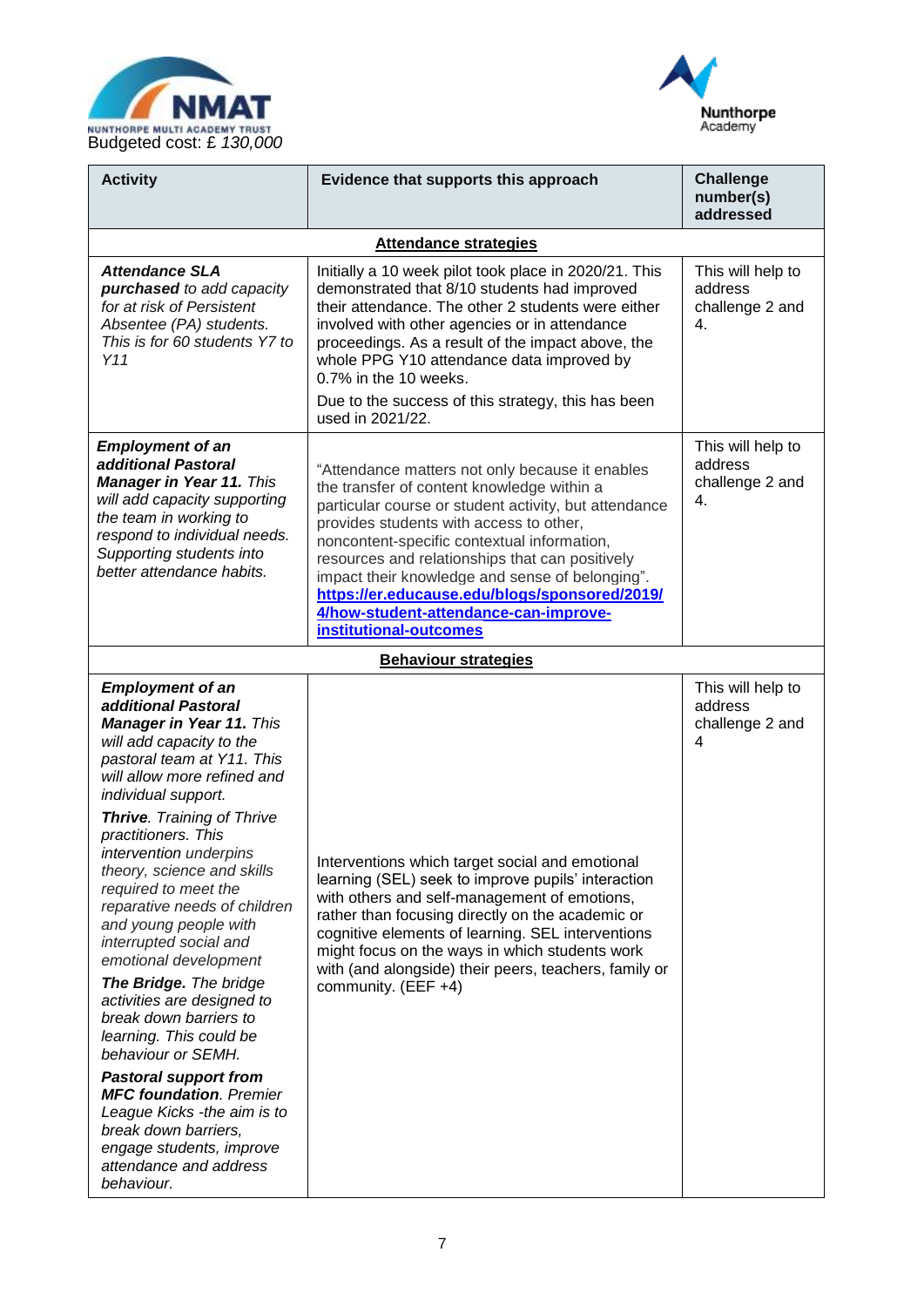Budgeted cost: £ *130,000*

| Activity | Evidence that supports this approach | Challenge number(s) addressed |
|---|---|---|
| **Attendance strategies** | | |
| ***Attendance SLA purchased*** *to add capacity for at risk of Persistent Absentee (PA) students. This is for 60 students Y7 to Y11* | Initially a 10 week pilot took place in 2020/21. This demonstrated that 8/10 students had improved their attendance. The other 2 students were either involved with other agencies or in attendance proceedings. As a result of the impact above, the whole PPG Y10 attendance data improved by 0.7% in the 10 weeks.<br>Due to the success of this strategy, this has been used in 2021/22. | This will help to address challenge 2 and 4. |
| ***Employment of an additional Pastoral Manager in Year 11.*** *This will add capacity supporting the team in working to respond to individual needs. Supporting students into better attendance habits.* | "Attendance matters not only because it enables the transfer of content knowledge within a particular course or student activity, but attendance provides students with access to other, noncontent-specific contextual information, resources and relationships that can positively impact their knowledge and sense of belonging". **[https://er.educause.edu/blogs/sponsored/2019/4/how-student-attendance-can-improve-institutional-outcomes](https://er.educause.edu/blogs/sponsored/2019/4/how-student-attendance-can-improve-institutional-outcomes)** | This will help to address challenge 2 and 4. |
| **Behaviour strategies** | | |
| ***Employment of an additional Pastoral Manager in Year 11.*** *This will add capacity to the pastoral team at Y11. This will allow more refined and individual support.*<br>***Thrive****. Training of Thrive practitioners. This intervention underpins theory, science and skills required to meet the reparative needs of children and young people with interrupted social and emotional development*<br>***The Bridge.*** *The bridge activities are designed to break down barriers to learning. This could be behaviour or SEMH.*<br>***Pastoral support from MFC foundation****. Premier League Kicks -the aim is to break down barriers, engage students, improve attendance and address behaviour.* | Interventions which target social and emotional learning (SEL) seek to improve pupils' interaction with others and self-management of emotions, rather than focusing directly on the academic or cognitive elements of learning. SEL interventions might focus on the ways in which students work with (and alongside) their peers, teachers, family or community. (EEF +4) | This will help to address challenge 2 and 4 |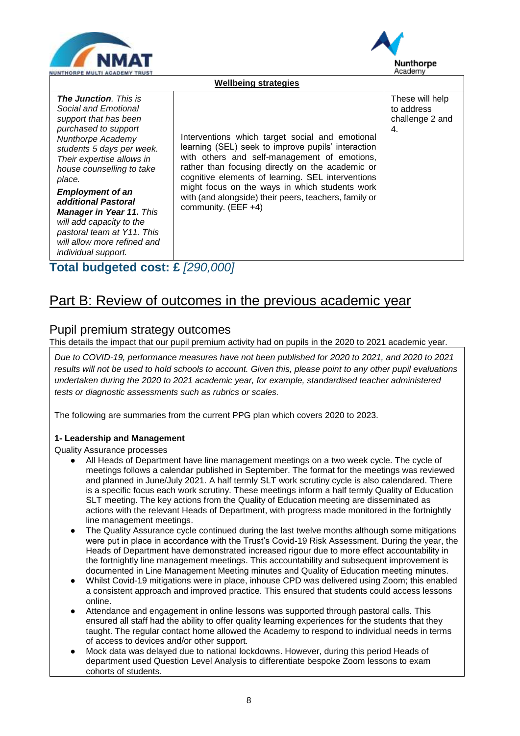| Wellbeing strategies | | |
|---|---|---|
| ***The Junction**. This is Social and Emotional support that has been purchased to support Nunthorpe Academy students 5 days per week. Their expertise allows in house counselling to take place.* ***Employment of an additional Pastoral Manager in Year 11.** This will add capacity to the pastoral team at Y11. This will allow more refined and individual support.* | Interventions which target social and emotional learning (SEL) seek to improve pupils' interaction with others and self-management of emotions, rather than focusing directly on the academic or cognitive elements of learning. SEL interventions might focus on the ways in which students work with (and alongside) their peers, teachers, family or community. (EEF +4) | These will help to address challenge 2 and 4. |

**Total budgeted cost: £** *[290,000]*

# Part B: Review of outcomes in the previous academic year

## Pupil premium strategy outcomes

This details the impact that our pupil premium activity had on pupils in the 2020 to 2021 academic year.

*Due to COVID-19, performance measures have not been published for 2020 to 2021, and 2020 to 2021 results will not be used to hold schools to account. Given this, please point to any other pupil evaluations undertaken during the 2020 to 2021 academic year, for example, standardised teacher administered tests or diagnostic assessments such as rubrics or scales.*

The following are summaries from the current PPG plan which covers 2020 to 2023.

**1- Leadership and Management**

Quality Assurance processes

- All Heads of Department have line management meetings on a two week cycle. The cycle of meetings follows a calendar published in September. The format for the meetings was reviewed and planned in June/July 2021. A half termly SLT work scrutiny cycle is also calendared. There is a specific focus each work scrutiny. These meetings inform a half termly Quality of Education SLT meeting. The key actions from the Quality of Education meeting are disseminated as actions with the relevant Heads of Department, with progress made monitored in the fortnightly line management meetings.
- The Quality Assurance cycle continued during the last twelve months although some mitigations were put in place in accordance with the Trust's Covid-19 Risk Assessment. During the year, the Heads of Department have demonstrated increased rigour due to more effect accountability in the fortnightly line management meetings. This accountability and subsequent improvement is documented in Line Management Meeting minutes and Quality of Education meeting minutes.
- Whilst Covid-19 mitigations were in place, inhouse CPD was delivered using Zoom; this enabled a consistent approach and improved practice. This ensured that students could access lessons online.
- Attendance and engagement in online lessons was supported through pastoral calls. This ensured all staff had the ability to offer quality learning experiences for the students that they taught. The regular contact home allowed the Academy to respond to individual needs in terms of access to devices and/or other support.
- Mock data was delayed due to national lockdowns. However, during this period Heads of department used Question Level Analysis to differentiate bespoke Zoom lessons to exam cohorts of students.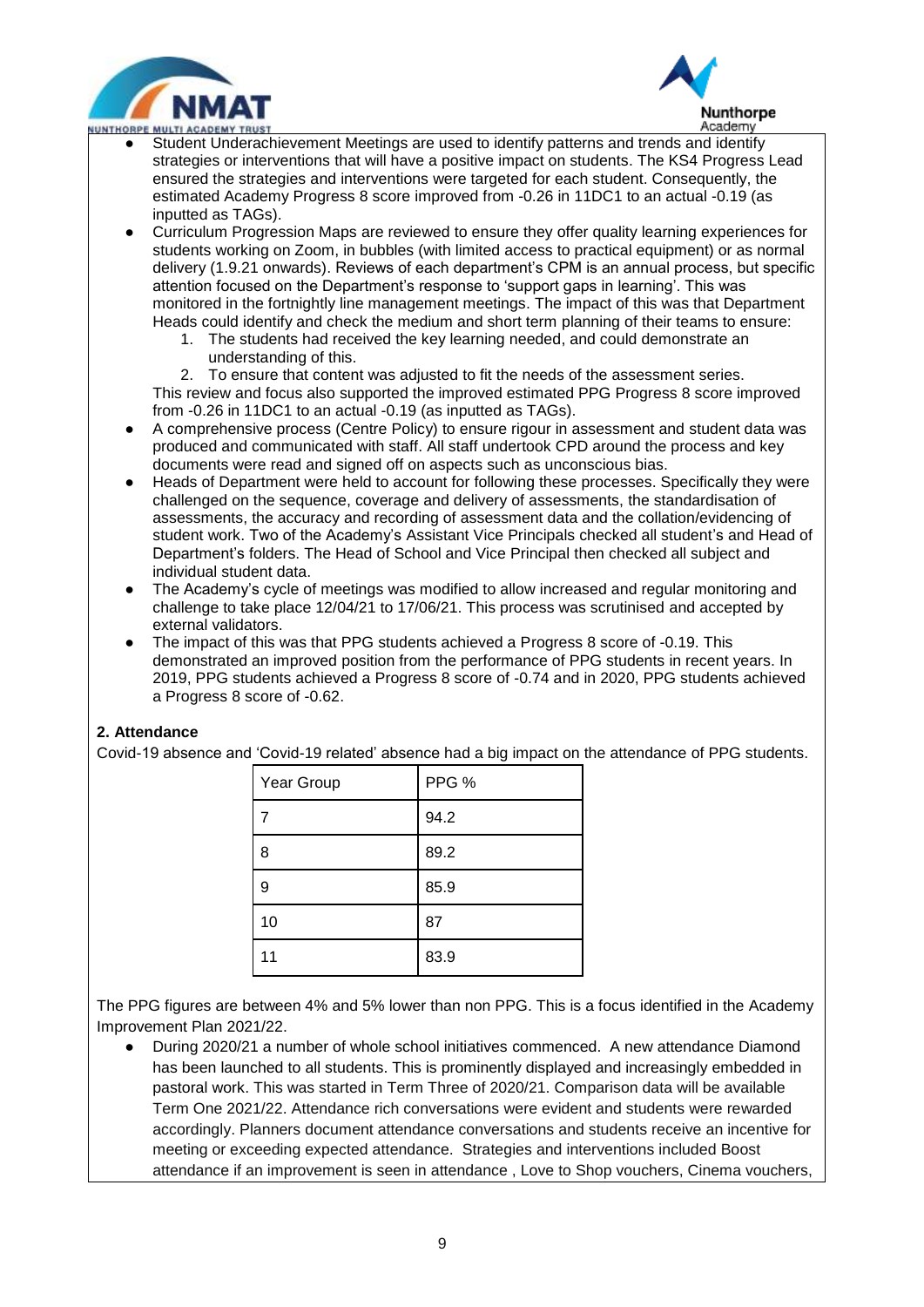- Student Underachievement Meetings are used to identify patterns and trends and identify strategies or interventions that will have a positive impact on students. The KS4 Progress Lead ensured the strategies and interventions were targeted for each student. Consequently, the estimated Academy Progress 8 score improved from -0.26 in 11DC1 to an actual -0.19 (as inputted as TAGs).
- Curriculum Progression Maps are reviewed to ensure they offer quality learning experiences for students working on Zoom, in bubbles (with limited access to practical equipment) or as normal delivery (1.9.21 onwards). Reviews of each department's CPM is an annual process, but specific attention focused on the Department's response to 'support gaps in learning'. This was monitored in the fortnightly line management meetings. The impact of this was that Department Heads could identify and check the medium and short term planning of their teams to ensure:
    1. The students had received the key learning needed, and could demonstrate an understanding of this.
    2. To ensure that content was adjusted to fit the needs of the assessment series.

  This review and focus also supported the improved estimated PPG Progress 8 score improved from -0.26 in 11DC1 to an actual -0.19 (as inputted as TAGs).
- A comprehensive process (Centre Policy) to ensure rigour in assessment and student data was produced and communicated with staff. All staff undertook CPD around the process and key documents were read and signed off on aspects such as unconscious bias.
- Heads of Department were held to account for following these processes. Specifically they were challenged on the sequence, coverage and delivery of assessments, the standardisation of assessments, the accuracy and recording of assessment data and the collation/evidencing of student work. Two of the Academy's Assistant Vice Principals checked all student's and Head of Department's folders. The Head of School and Vice Principal then checked all subject and individual student data.
- The Academy's cycle of meetings was modified to allow increased and regular monitoring and challenge to take place 12/04/21 to 17/06/21. This process was scrutinised and accepted by external validators.
- The impact of this was that PPG students achieved a Progress 8 score of -0.19. This demonstrated an improved position from the performance of PPG students in recent years. In 2019, PPG students achieved a Progress 8 score of -0.74 and in 2020, PPG students achieved a Progress 8 score of -0.62.

**2. Attendance**

Covid-19 absence and 'Covid-19 related' absence had a big impact on the attendance of PPG students.

| Year Group | PPG % |
|---|---|
| 7 | 94.2 |
| 8 | 89.2 |
| 9 | 85.9 |
| 10 | 87 |
| 11 | 83.9 |

The PPG figures are between 4% and 5% lower than non PPG. This is a focus identified in the Academy Improvement Plan 2021/22.

- During 2020/21 a number of whole school initiatives commenced. A new attendance Diamond has been launched to all students. This is prominently displayed and increasingly embedded in pastoral work. This was started in Term Three of 2020/21. Comparison data will be available Term One 2021/22. Attendance rich conversations were evident and students were rewarded accordingly. Planners document attendance conversations and students receive an incentive for meeting or exceeding expected attendance. Strategies and interventions included Boost attendance if an improvement is seen in attendance , Love to Shop vouchers, Cinema vouchers,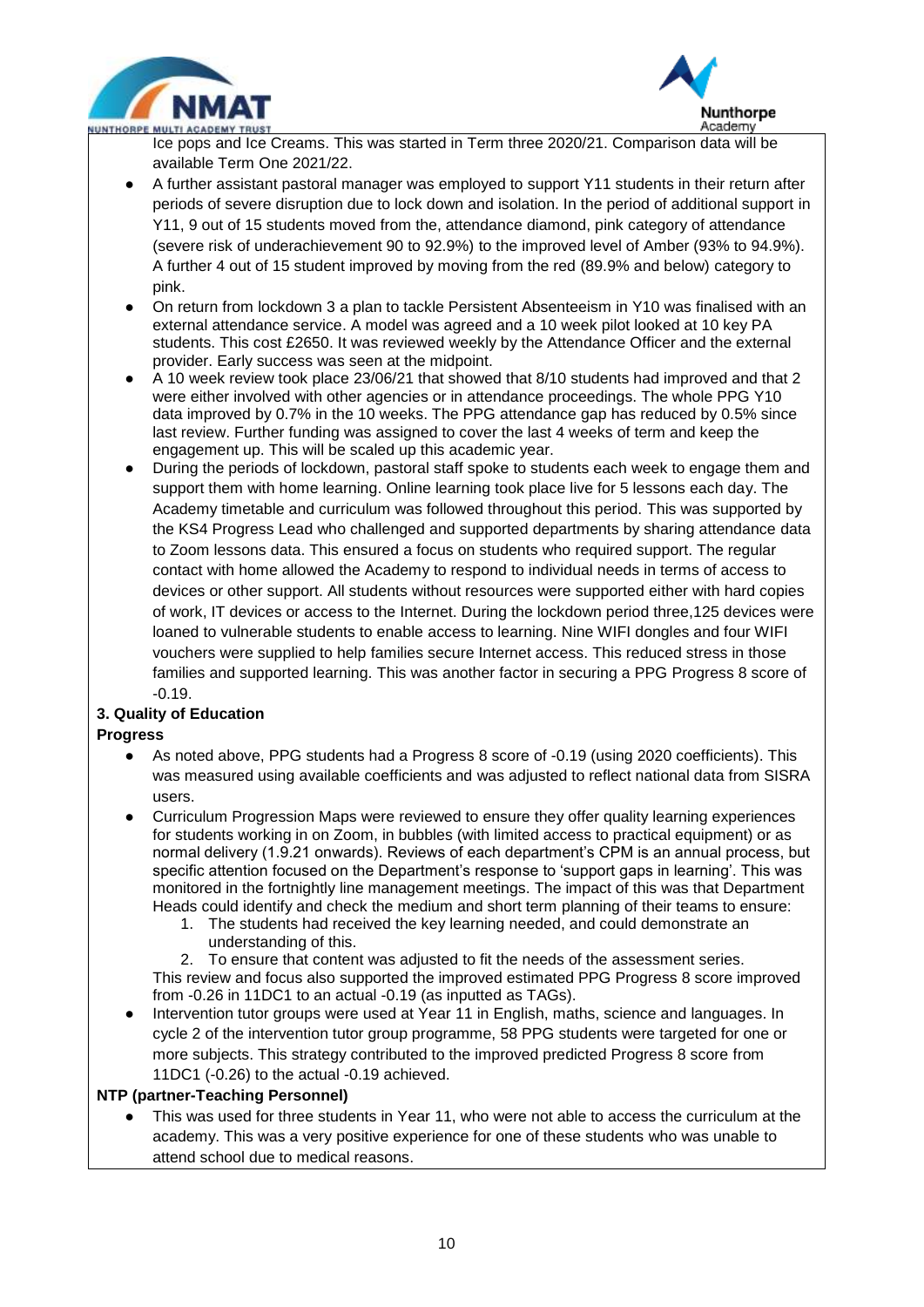Ice pops and Ice Creams. This was started in Term three 2020/21. Comparison data will be available Term One 2021/22.

- A further assistant pastoral manager was employed to support Y11 students in their return after periods of severe disruption due to lock down and isolation. In the period of additional support in Y11, 9 out of 15 students moved from the, attendance diamond, pink category of attendance (severe risk of underachievement 90 to 92.9%) to the improved level of Amber (93% to 94.9%). A further 4 out of 15 student improved by moving from the red (89.9% and below) category to pink.
- On return from lockdown 3 a plan to tackle Persistent Absenteeism in Y10 was finalised with an external attendance service. A model was agreed and a 10 week pilot looked at 10 key PA students. This cost £2650. It was reviewed weekly by the Attendance Officer and the external provider. Early success was seen at the midpoint.
- A 10 week review took place 23/06/21 that showed that 8/10 students had improved and that 2 were either involved with other agencies or in attendance proceedings. The whole PPG Y10 data improved by 0.7% in the 10 weeks. The PPG attendance gap has reduced by 0.5% since last review. Further funding was assigned to cover the last 4 weeks of term and keep the engagement up. This will be scaled up this academic year.
- During the periods of lockdown, pastoral staff spoke to students each week to engage them and support them with home learning. Online learning took place live for 5 lessons each day. The Academy timetable and curriculum was followed throughout this period. This was supported by the KS4 Progress Lead who challenged and supported departments by sharing attendance data to Zoom lessons data. This ensured a focus on students who required support. The regular contact with home allowed the Academy to respond to individual needs in terms of access to devices or other support. All students without resources were supported either with hard copies of work, IT devices or access to the Internet. During the lockdown period three,125 devices were loaned to vulnerable students to enable access to learning. Nine WIFI dongles and four WIFI vouchers were supplied to help families secure Internet access. This reduced stress in those families and supported learning. This was another factor in securing a PPG Progress 8 score of -0.19.

**3. Quality of Education**

**Progress**

- As noted above, PPG students had a Progress 8 score of -0.19 (using 2020 coefficients). This was measured using available coefficients and was adjusted to reflect national data from SISRA users.
- Curriculum Progression Maps were reviewed to ensure they offer quality learning experiences for students working in on Zoom, in bubbles (with limited access to practical equipment) or as normal delivery (1.9.21 onwards). Reviews of each department's CPM is an annual process, but specific attention focused on the Department's response to 'support gaps in learning'. This was monitored in the fortnightly line management meetings. The impact of this was that Department Heads could identify and check the medium and short term planning of their teams to ensure:
  1. The students had received the key learning needed, and could demonstrate an understanding of this.
  2. To ensure that content was adjusted to fit the needs of the assessment series.

  This review and focus also supported the improved estimated PPG Progress 8 score improved from -0.26 in 11DC1 to an actual -0.19 (as inputted as TAGs).
- Intervention tutor groups were used at Year 11 in English, maths, science and languages. In cycle 2 of the intervention tutor group programme, 58 PPG students were targeted for one or more subjects. This strategy contributed to the improved predicted Progress 8 score from 11DC1 (-0.26) to the actual -0.19 achieved.

**NTP (partner-Teaching Personnel)**

- This was used for three students in Year 11, who were not able to access the curriculum at the academy. This was a very positive experience for one of these students who was unable to attend school due to medical reasons.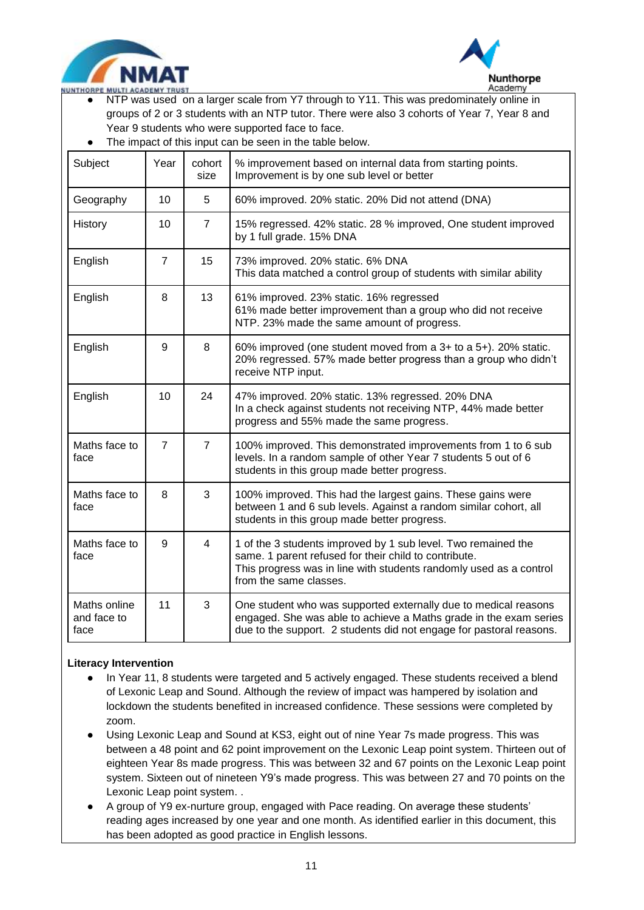- NTP was used on a larger scale from Y7 through to Y11. This was predominately online in groups of 2 or 3 students with an NTP tutor. There were also 3 cohorts of Year 7, Year 8 and Year 9 students who were supported face to face.
- The impact of this input can be seen in the table below.

| Subject | Year | cohort size | % improvement based on internal data from starting points. Improvement is by one sub level or better |
|---|---|---|---|
| Geography | 10 | 5 | 60% improved. 20% static. 20% Did not attend (DNA) |
| History | 10 | 7 | 15% regressed. 42% static. 28 % improved, One student improved by 1 full grade. 15% DNA |
| English | 7 | 15 | 73% improved. 20% static. 6% DNA<br>This data matched a control group of students with similar ability |
| English | 8 | 13 | 61% improved. 23% static. 16% regressed<br>61% made better improvement than a group who did not receive NTP. 23% made the same amount of progress. |
| English | 9 | 8 | 60% improved (one student moved from a 3+ to a 5+). 20% static. 20% regressed. 57% made better progress than a group who didn't receive NTP input. |
| English | 10 | 24 | 47% improved. 20% static. 13% regressed. 20% DNA<br>In a check against students not receiving NTP, 44% made better progress and 55% made the same progress. |
| Maths face to face | 7 | 7 | 100% improved. This demonstrated improvements from 1 to 6 sub levels. In a random sample of other Year 7 students 5 out of 6 students in this group made better progress. |
| Maths face to face | 8 | 3 | 100% improved. This had the largest gains. These gains were between 1 and 6 sub levels. Against a random similar cohort, all students in this group made better progress. |
| Maths face to face | 9 | 4 | 1 of the 3 students improved by 1 sub level. Two remained the same. 1 parent refused for their child to contribute.<br>This progress was in line with students randomly used as a control from the same classes. |
| Maths online and face to face | 11 | 3 | One student who was supported externally due to medical reasons engaged. She was able to achieve a Maths grade in the exam series due to the support. 2 students did not engage for pastoral reasons. |

**Literacy Intervention**

- In Year 11, 8 students were targeted and 5 actively engaged. These students received a blend of Lexonic Leap and Sound. Although the review of impact was hampered by isolation and lockdown the students benefited in increased confidence. These sessions were completed by zoom.
- Using Lexonic Leap and Sound at KS3, eight out of nine Year 7s made progress. This was between a 48 point and 62 point improvement on the Lexonic Leap point system. Thirteen out of eighteen Year 8s made progress. This was between 32 and 67 points on the Lexonic Leap point system. Sixteen out of nineteen Y9's made progress. This was between 27 and 70 points on the Lexonic Leap point system. .
- A group of Y9 ex-nurture group, engaged with Pace reading. On average these students' reading ages increased by one year and one month. As identified earlier in this document, this has been adopted as good practice in English lessons.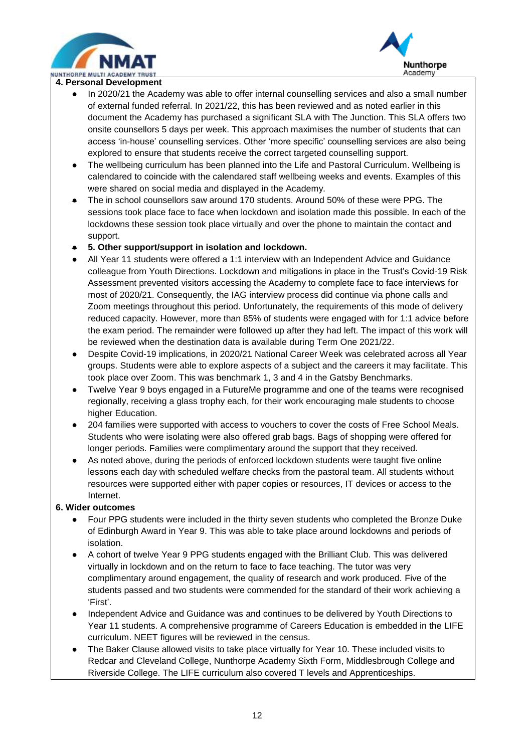**4. Personal Development**

- In 2020/21 the Academy was able to offer internal counselling services and also a small number of external funded referral. In 2021/22, this has been reviewed and as noted earlier in this document the Academy has purchased a significant SLA with The Junction. This SLA offers two onsite counsellors 5 days per week. This approach maximises the number of students that can access 'in-house' counselling services. Other 'more specific' counselling services are also being explored to ensure that students receive the correct targeted counselling support.
- The wellbeing curriculum has been planned into the Life and Pastoral Curriculum. Wellbeing is calendared to coincide with the calendared staff wellbeing weeks and events. Examples of this were shared on social media and displayed in the Academy.
- The in school counsellors saw around 170 students. Around 50% of these were PPG. The sessions took place face to face when lockdown and isolation made this possible. In each of the lockdowns these session took place virtually and over the phone to maintain the contact and support.
- **5. Other support/support in isolation and lockdown.**
- All Year 11 students were offered a 1:1 interview with an Independent Advice and Guidance colleague from Youth Directions. Lockdown and mitigations in place in the Trust's Covid-19 Risk Assessment prevented visitors accessing the Academy to complete face to face interviews for most of 2020/21. Consequently, the IAG interview process did continue via phone calls and Zoom meetings throughout this period. Unfortunately, the requirements of this mode of delivery reduced capacity. However, more than 85% of students were engaged with for 1:1 advice before the exam period. The remainder were followed up after they had left. The impact of this work will be reviewed when the destination data is available during Term One 2021/22.
- Despite Covid-19 implications, in 2020/21 National Career Week was celebrated across all Year groups. Students were able to explore aspects of a subject and the careers it may facilitate. This took place over Zoom. This was benchmark 1, 3 and 4 in the Gatsby Benchmarks.
- Twelve Year 9 boys engaged in a FutureMe programme and one of the teams were recognised regionally, receiving a glass trophy each, for their work encouraging male students to choose higher Education.
- 204 families were supported with access to vouchers to cover the costs of Free School Meals. Students who were isolating were also offered grab bags. Bags of shopping were offered for longer periods. Families were complimentary around the support that they received.
- As noted above, during the periods of enforced lockdown students were taught five online lessons each day with scheduled welfare checks from the pastoral team. All students without resources were supported either with paper copies or resources, IT devices or access to the Internet.

**6. Wider outcomes**

- Four PPG students were included in the thirty seven students who completed the Bronze Duke of Edinburgh Award in Year 9. This was able to take place around lockdowns and periods of isolation.
- A cohort of twelve Year 9 PPG students engaged with the Brilliant Club. This was delivered virtually in lockdown and on the return to face to face teaching. The tutor was very complimentary around engagement, the quality of research and work produced. Five of the students passed and two students were commended for the standard of their work achieving a 'First'.
- Independent Advice and Guidance was and continues to be delivered by Youth Directions to Year 11 students. A comprehensive programme of Careers Education is embedded in the LIFE curriculum. NEET figures will be reviewed in the census.
- The Baker Clause allowed visits to take place virtually for Year 10. These included visits to Redcar and Cleveland College, Nunthorpe Academy Sixth Form, Middlesbrough College and Riverside College. The LIFE curriculum also covered T levels and Apprenticeships.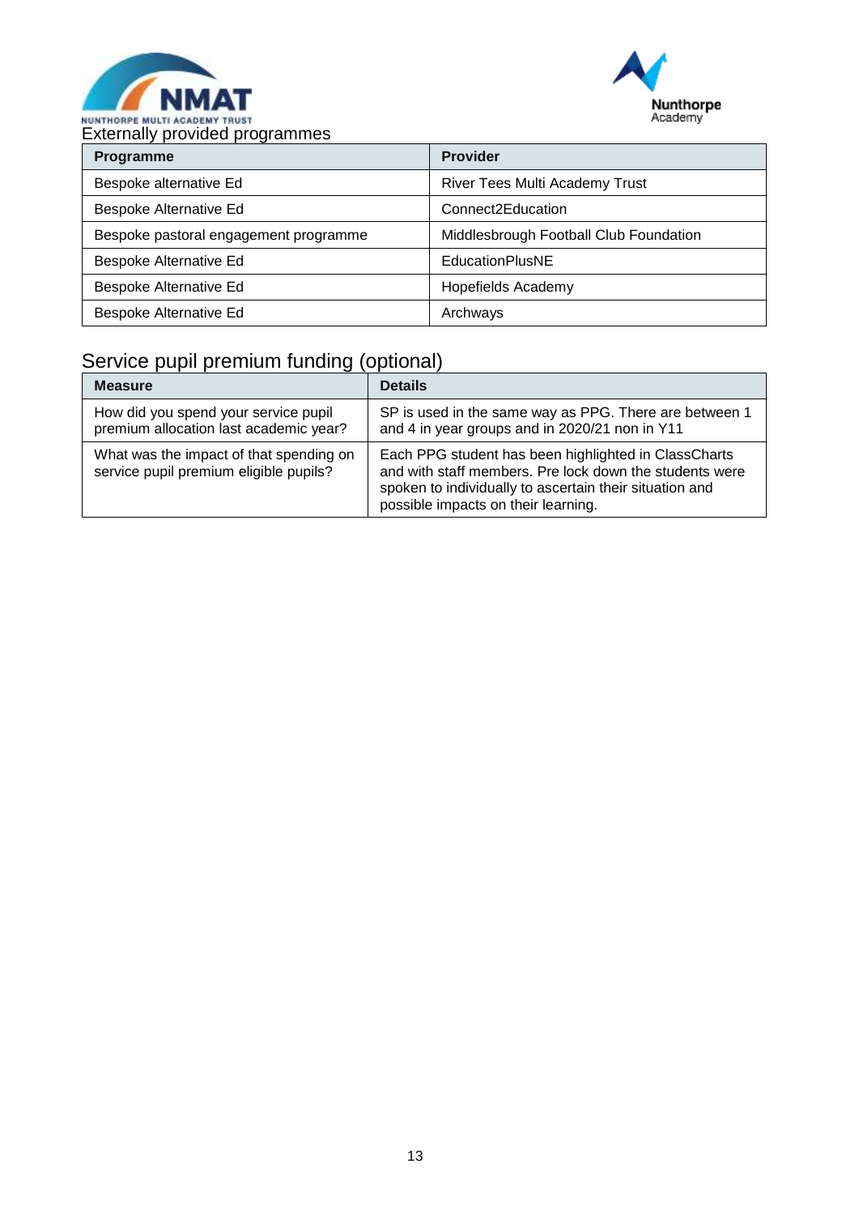## Externally provided programmes

| Programme | Provider |
| --- | --- |
| Bespoke alternative Ed | River Tees Multi Academy Trust |
| Bespoke Alternative Ed | Connect2Education |
| Bespoke pastoral engagement programme | Middlesbrough Football Club Foundation |
| Bespoke Alternative Ed | EducationPlusNE |
| Bespoke Alternative Ed | Hopefields Academy |
| Bespoke Alternative Ed | Archways |

## Service pupil premium funding (optional)

| Measure | Details |
| --- | --- |
| How did you spend your service pupil premium allocation last academic year? | SP is used in the same way as PPG. There are between 1 and 4 in year groups and in 2020/21 non in Y11 |
| What was the impact of that spending on service pupil premium eligible pupils? | Each PPG student has been highlighted in ClassCharts and with staff members. Pre lock down the students were spoken to individually to ascertain their situation and possible impacts on their learning. |